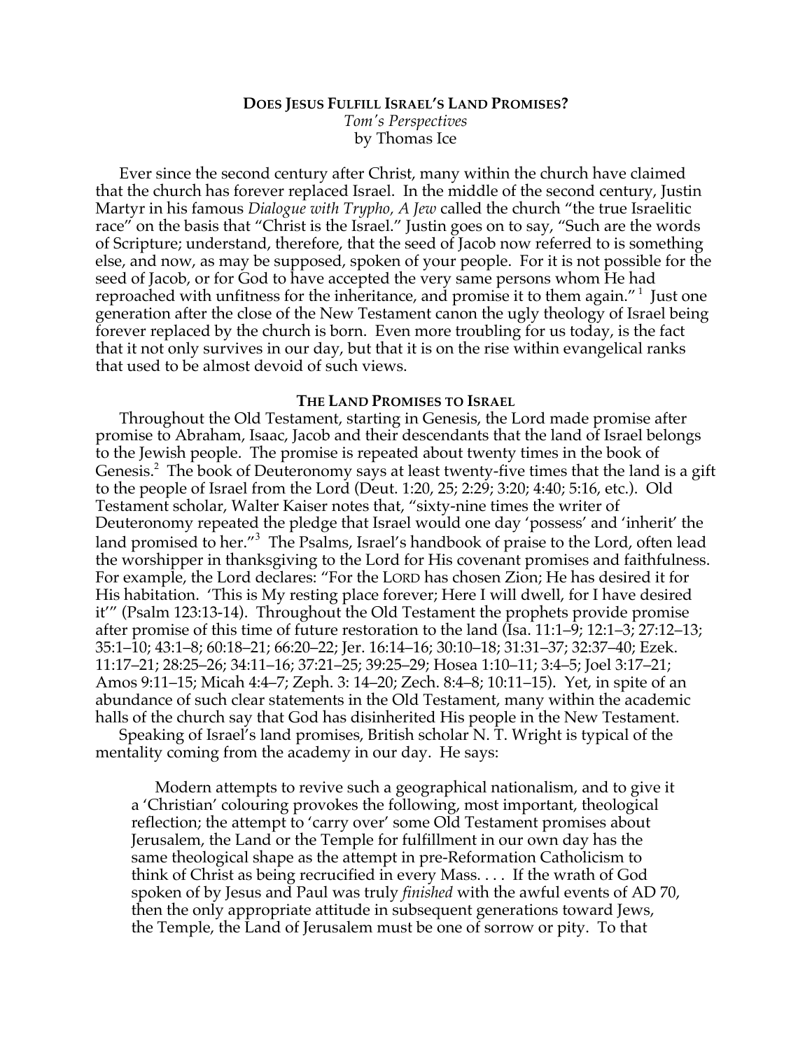# Does Jesus Fulfill Israel's Land Promises?

*Tom's Perspectives*
by Thomas Ice

Ever since the second century after Christ, many within the church have claimed that the church has forever replaced Israel. In the middle of the second century, Justin Martyr in his famous *Dialogue with Trypho, A Jew* called the church "the true Israelitic race" on the basis that "Christ is the Israel." Justin goes on to say, "Such are the words of Scripture; understand, therefore, that the seed of Jacob now referred to is something else, and now, as may be supposed, spoken of your people. For it is not possible for the seed of Jacob, or for God to have accepted the very same persons whom He had reproached with unfitness for the inheritance, and promise it to them again."[1] Just one generation after the close of the New Testament canon the ugly theology of Israel being forever replaced by the church is born. Even more troubling for us today, is the fact that it not only survives in our day, but that it is on the rise within evangelical ranks that used to be almost devoid of such views.

## The Land Promises to Israel

Throughout the Old Testament, starting in Genesis, the Lord made promise after promise to Abraham, Isaac, Jacob and their descendants that the land of Israel belongs to the Jewish people. The promise is repeated about twenty times in the book of Genesis.[2] The book of Deuteronomy says at least twenty-five times that the land is a gift to the people of Israel from the Lord (Deut. 1:20, 25; 2:29; 3:20; 4:40; 5:16, etc.). Old Testament scholar, Walter Kaiser notes that, "sixty-nine times the writer of Deuteronomy repeated the pledge that Israel would one day 'possess' and 'inherit' the land promised to her."[3] The Psalms, Israel's handbook of praise to the Lord, often lead the worshipper in thanksgiving to the Lord for His covenant promises and faithfulness. For example, the Lord declares: "For the LORD has chosen Zion; He has desired it for His habitation. 'This is My resting place forever; Here I will dwell, for I have desired it'" (Psalm 123:13-14). Throughout the Old Testament the prophets provide promise after promise of this time of future restoration to the land (Isa. 11:1–9; 12:1–3; 27:12–13; 35:1–10; 43:1–8; 60:18–21; 66:20–22; Jer. 16:14–16; 30:10–18; 31:31–37; 32:37–40; Ezek. 11:17–21; 28:25–26; 34:11–16; 37:21–25; 39:25–29; Hosea 1:10–11; 3:4–5; Joel 3:17–21; Amos 9:11–15; Micah 4:4–7; Zeph. 3: 14–20; Zech. 8:4–8; 10:11–15). Yet, in spite of an abundance of such clear statements in the Old Testament, many within the academic halls of the church say that God has disinherited His people in the New Testament.

Speaking of Israel's land promises, British scholar N. T. Wright is typical of the mentality coming from the academy in our day. He says:

> Modern attempts to revive such a geographical nationalism, and to give it a 'Christian' colouring provokes the following, most important, theological reflection; the attempt to 'carry over' some Old Testament promises about Jerusalem, the Land or the Temple for fulfillment in our own day has the same theological shape as the attempt in pre-Reformation Catholicism to think of Christ as being recrucified in every Mass. . . . If the wrath of God spoken of by Jesus and Paul was truly *finished* with the awful events of AD 70, then the only appropriate attitude in subsequent generations toward Jews, the Temple, the Land of Jerusalem must be one of sorrow or pity. To that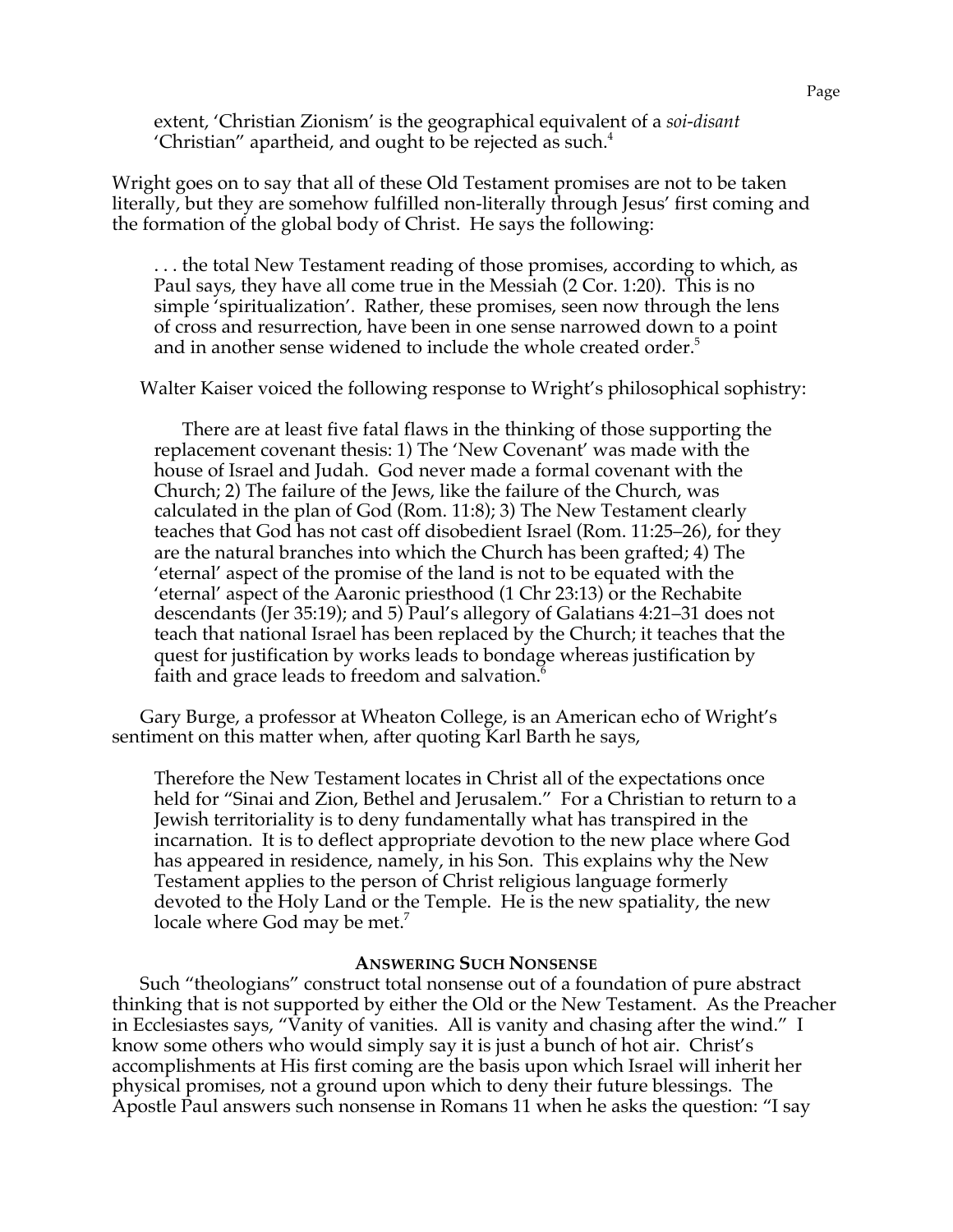extent, 'Christian Zionism' is the geographical equivalent of a *soi-disant* 'Christian" apartheid, and ought to be rejected as such.[4]

Wright goes on to say that all of these Old Testament promises are not to be taken literally, but they are somehow fulfilled non-literally through Jesus' first coming and the formation of the global body of Christ. He says the following:

> . . . the total New Testament reading of those promises, according to which, as Paul says, they have all come true in the Messiah (2 Cor. 1:20). This is no simple 'spiritualization'. Rather, these promises, seen now through the lens of cross and resurrection, have been in one sense narrowed down to a point and in another sense widened to include the whole created order.[5]

Walter Kaiser voiced the following response to Wright's philosophical sophistry:

> There are at least five fatal flaws in the thinking of those supporting the replacement covenant thesis: 1) The 'New Covenant' was made with the house of Israel and Judah. God never made a formal covenant with the Church; 2) The failure of the Jews, like the failure of the Church, was calculated in the plan of God (Rom. 11:8); 3) The New Testament clearly teaches that God has not cast off disobedient Israel (Rom. 11:25–26), for they are the natural branches into which the Church has been grafted; 4) The 'eternal' aspect of the promise of the land is not to be equated with the 'eternal' aspect of the Aaronic priesthood (1 Chr 23:13) or the Rechabite descendants (Jer 35:19); and 5) Paul's allegory of Galatians 4:21–31 does not teach that national Israel has been replaced by the Church; it teaches that the quest for justification by works leads to bondage whereas justification by faith and grace leads to freedom and salvation.[6]

Gary Burge, a professor at Wheaton College, is an American echo of Wright's sentiment on this matter when, after quoting Karl Barth he says,

> Therefore the New Testament locates in Christ all of the expectations once held for "Sinai and Zion, Bethel and Jerusalem." For a Christian to return to a Jewish territoriality is to deny fundamentally what has transpired in the incarnation. It is to deflect appropriate devotion to the new place where God has appeared in residence, namely, in his Son. This explains why the New Testament applies to the person of Christ religious language formerly devoted to the Holy Land or the Temple. He is the new spatiality, the new locale where God may be met.[7]

### ANSWERING SUCH NONSENSE

Such "theologians" construct total nonsense out of a foundation of pure abstract thinking that is not supported by either the Old or the New Testament. As the Preacher in Ecclesiastes says, "Vanity of vanities. All is vanity and chasing after the wind." I know some others who would simply say it is just a bunch of hot air. Christ's accomplishments at His first coming are the basis upon which Israel will inherit her physical promises, not a ground upon which to deny their future blessings. The Apostle Paul answers such nonsense in Romans 11 when he asks the question: "I say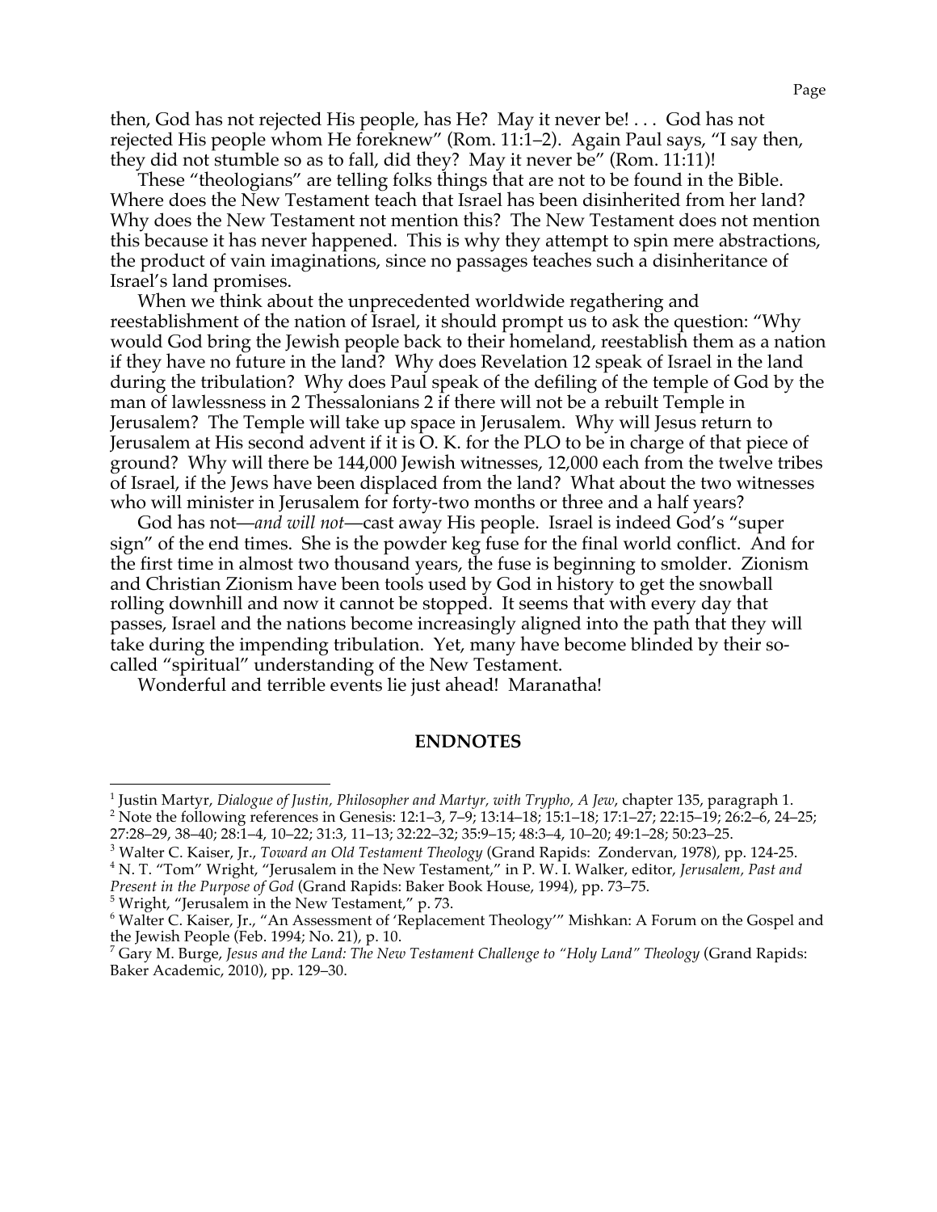then, God has not rejected His people, has He? May it never be! . . . God has not rejected His people whom He foreknew" (Rom. 11:1–2). Again Paul says, "I say then, they did not stumble so as to fall, did they? May it never be" (Rom. 11:11)!

These "theologians" are telling folks things that are not to be found in the Bible. Where does the New Testament teach that Israel has been disinherited from her land? Why does the New Testament not mention this? The New Testament does not mention this because it has never happened. This is why they attempt to spin mere abstractions, the product of vain imaginations, since no passages teaches such a disinheritance of Israel's land promises.

When we think about the unprecedented worldwide regathering and reestablishment of the nation of Israel, it should prompt us to ask the question: "Why would God bring the Jewish people back to their homeland, reestablish them as a nation if they have no future in the land? Why does Revelation 12 speak of Israel in the land during the tribulation? Why does Paul speak of the defiling of the temple of God by the man of lawlessness in 2 Thessalonians 2 if there will not be a rebuilt Temple in Jerusalem? The Temple will take up space in Jerusalem. Why will Jesus return to Jerusalem at His second advent if it is O. K. for the PLO to be in charge of that piece of ground? Why will there be 144,000 Jewish witnesses, 12,000 each from the twelve tribes of Israel, if the Jews have been displaced from the land? What about the two witnesses who will minister in Jerusalem for forty-two months or three and a half years?

God has not—*and will not*—cast away His people. Israel is indeed God's "super sign" of the end times. She is the powder keg fuse for the final world conflict. And for the first time in almost two thousand years, the fuse is beginning to smolder. Zionism and Christian Zionism have been tools used by God in history to get the snowball rolling downhill and now it cannot be stopped. It seems that with every day that passes, Israel and the nations become increasingly aligned into the path that they will take during the impending tribulation. Yet, many have become blinded by their so-called "spiritual" understanding of the New Testament.

Wonderful and terrible events lie just ahead! Maranatha!

## ENDNOTES

[1] Justin Martyr, *Dialogue of Justin, Philosopher and Martyr, with Trypho, A Jew*, chapter 135, paragraph 1.

[2] Note the following references in Genesis: 12:1–3, 7–9; 13:14–18; 15:1–18; 17:1–27; 22:15–19; 26:2–6, 24–25; 27:28–29, 38–40; 28:1–4, 10–22; 31:3, 11–13; 32:22–32; 35:9–15; 48:3–4, 10–20; 49:1–28; 50:23–25.

[3] Walter C. Kaiser, Jr., *Toward an Old Testament Theology* (Grand Rapids: Zondervan, 1978), pp. 124-25.

[4] N. T. "Tom" Wright, "Jerusalem in the New Testament," in P. W. I. Walker, editor, *Jerusalem, Past and Present in the Purpose of God* (Grand Rapids: Baker Book House, 1994), pp. 73–75.

[5] Wright, "Jerusalem in the New Testament," p. 73.

[6] Walter C. Kaiser, Jr., "An Assessment of 'Replacement Theology'" Mishkan: A Forum on the Gospel and the Jewish People (Feb. 1994; No. 21), p. 10.

[7] Gary M. Burge, *Jesus and the Land: The New Testament Challenge to "Holy Land" Theology* (Grand Rapids: Baker Academic, 2010), pp. 129–30.